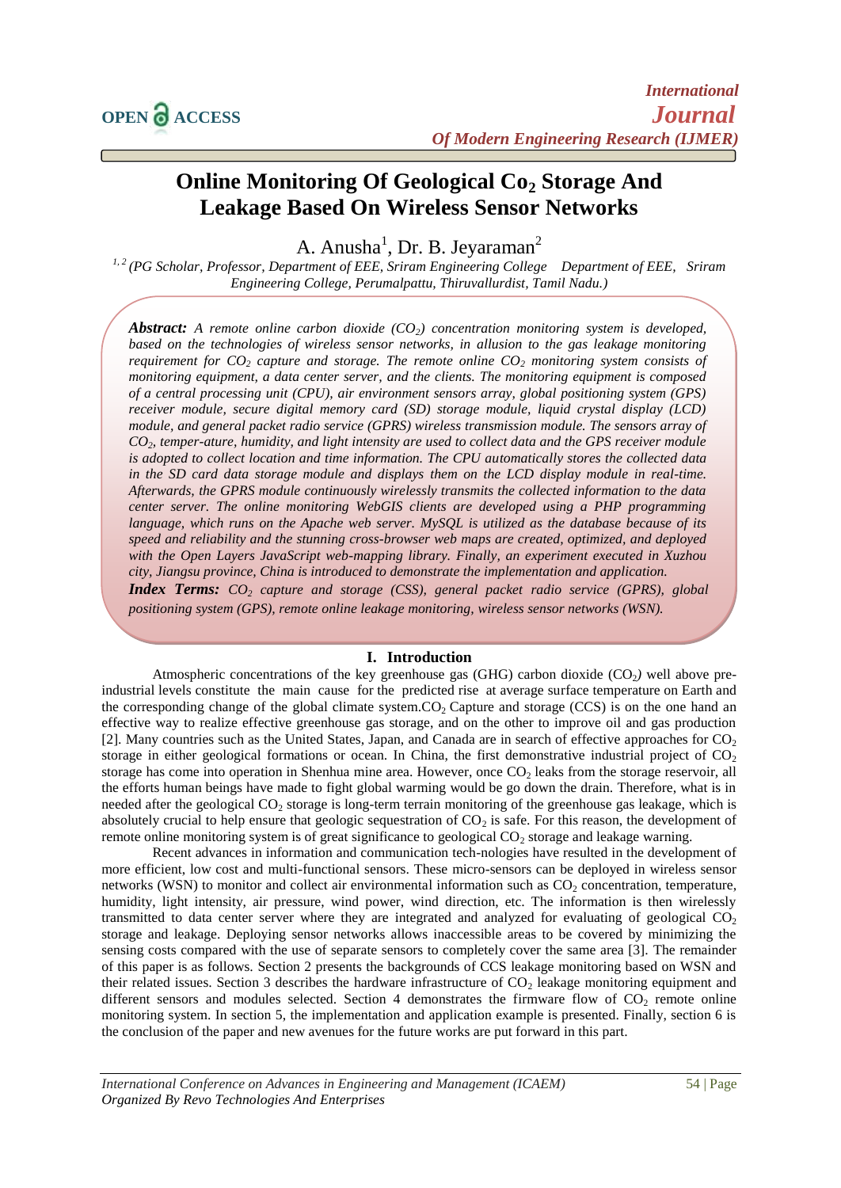# Online Monitoring Of Geological $Co_2$ Storage And Leakage Based On Wireless Sensor Networks

A. Anusha[1], Dr. B. Jeyaraman[2]

[1,2] *(PG Scholar, Professor, Department of EEE, Sriram Engineering College Department of EEE, Sriram Engineering College, Perumalpattu, Thiruvallurdist, Tamil Nadu.)*

***Abstract:*** *A remote online carbon dioxide ($CO_2$) concentration monitoring system is developed, based on the technologies of wireless sensor networks, in allusion to the gas leakage monitoring requirement for $CO_2$ capture and storage. The remote online $CO_2$ monitoring system consists of monitoring equipment, a data center server, and the clients. The monitoring equipment is composed of a central processing unit (CPU), air environment sensors array, global positioning system (GPS) receiver module, secure digital memory card (SD) storage module, liquid crystal display (LCD) module, and general packet radio service (GPRS) wireless transmission module. The sensors array of $CO_2$, temper-ature, humidity, and light intensity are used to collect data and the GPS receiver module is adopted to collect location and time information. The CPU automatically stores the collected data in the SD card data storage module and displays them on the LCD display module in real-time. Afterwards, the GPRS module continuously wirelessly transmits the collected information to the data center server. The online monitoring WebGIS clients are developed using a PHP programming language, which runs on the Apache web server. MySQL is utilized as the database because of its speed and reliability and the stunning cross-browser web maps are created, optimized, and deployed with the Open Layers JavaScript web-mapping library. Finally, an experiment executed in Xuzhou city, Jiangsu province, China is introduced to demonstrate the implementation and application.*

***Index Terms:*** *$CO_2$ capture and storage (CSS), general packet radio service (GPRS), global positioning system (GPS), remote online leakage monitoring, wireless sensor networks (WSN).*

## I. Introduction

Atmospheric concentrations of the key greenhouse gas (GHG) carbon dioxide ($CO_2$) well above pre-industrial levels constitute the main cause for the predicted rise at average surface temperature on Earth and the corresponding change of the global climate system.$CO_2$ Capture and storage (CCS) is on the one hand an effective way to realize effective greenhouse gas storage, and on the other to improve oil and gas production [2]. Many countries such as the United States, Japan, and Canada are in search of effective approaches for $CO_2$ storage in either geological formations or ocean. In China, the first demonstrative industrial project of $CO_2$ storage has come into operation in Shenhua mine area. However, once $CO_2$ leaks from the storage reservoir, all the efforts human beings have made to fight global warming would be go down the drain. Therefore, what is in needed after the geological $CO_2$ storage is long-term terrain monitoring of the greenhouse gas leakage, which is absolutely crucial to help ensure that geologic sequestration of $CO_2$ is safe. For this reason, the development of remote online monitoring system is of great significance to geological $CO_2$ storage and leakage warning.

Recent advances in information and communication tech-nologies have resulted in the development of more efficient, low cost and multi-functional sensors. These micro-sensors can be deployed in wireless sensor networks (WSN) to monitor and collect air environmental information such as $CO_2$ concentration, temperature, humidity, light intensity, air pressure, wind power, wind direction, etc. The information is then wirelessly transmitted to data center server where they are integrated and analyzed for evaluating of geological $CO_2$ storage and leakage. Deploying sensor networks allows inaccessible areas to be covered by minimizing the sensing costs compared with the use of separate sensors to completely cover the same area [3]. The remainder of this paper is as follows. Section 2 presents the backgrounds of CCS leakage monitoring based on WSN and their related issues. Section 3 describes the hardware infrastructure of $CO_2$ leakage monitoring equipment and different sensors and modules selected. Section 4 demonstrates the firmware flow of $CO_2$ remote online monitoring system. In section 5, the implementation and application example is presented. Finally, section 6 is the conclusion of the paper and new avenues for the future works are put forward in this part.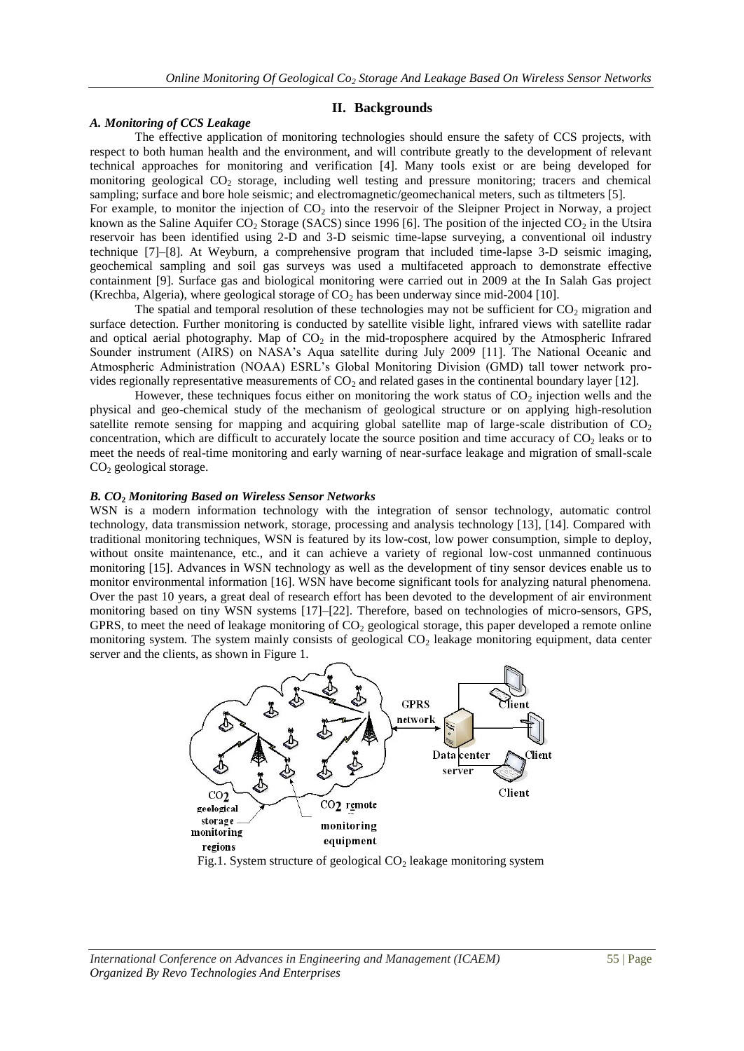## II. Backgrounds

### *A. Monitoring of CCS Leakage*

The effective application of monitoring technologies should ensure the safety of CCS projects, with respect to both human health and the environment, and will contribute greatly to the development of relevant technical approaches for monitoring and verification [4]. Many tools exist or are being developed for monitoring geological $CO_2$ storage, including well testing and pressure monitoring; tracers and chemical sampling; surface and bore hole seismic; and electromagnetic/geomechanical meters, such as tiltmeters [5].

For example, to monitor the injection of $CO_2$ into the reservoir of the Sleipner Project in Norway, a project known as the Saline Aquifer $CO_2$ Storage (SACS) since 1996 [6]. The position of the injected $CO_2$ in the Utsira reservoir has been identified using 2-D and 3-D seismic time-lapse surveying, a conventional oil industry technique [7]–[8]. At Weyburn, a comprehensive program that included time-lapse 3-D seismic imaging, geochemical sampling and soil gas surveys was used a multifaceted approach to demonstrate effective containment [9]. Surface gas and biological monitoring were carried out in 2009 at the In Salah Gas project (Krechba, Algeria), where geological storage of $CO_2$ has been underway since mid-2004 [10].

The spatial and temporal resolution of these technologies may not be sufficient for $CO_2$ migration and surface detection. Further monitoring is conducted by satellite visible light, infrared views with satellite radar and optical aerial photography. Map of $CO_2$ in the mid-troposphere acquired by the Atmospheric Infrared Sounder instrument (AIRS) on NASA's Aqua satellite during July 2009 [11]. The National Oceanic and Atmospheric Administration (NOAA) ESRL's Global Monitoring Division (GMD) tall tower network provides regionally representative measurements of $CO_2$ and related gases in the continental boundary layer [12].

However, these techniques focus either on monitoring the work status of $CO_2$ injection wells and the physical and geo-chemical study of the mechanism of geological structure or on applying high-resolution satellite remote sensing for mapping and acquiring global satellite map of large-scale distribution of $CO_2$ concentration, which are difficult to accurately locate the source position and time accuracy of $CO_2$ leaks or to meet the needs of real-time monitoring and early warning of near-surface leakage and migration of small-scale $CO_2$ geological storage.

### *B. $CO_2$ Monitoring Based on Wireless Sensor Networks*

WSN is a modern information technology with the integration of sensor technology, automatic control technology, data transmission network, storage, processing and analysis technology [13], [14]. Compared with traditional monitoring techniques, WSN is featured by its low-cost, low power consumption, simple to deploy, without onsite maintenance, etc., and it can achieve a variety of regional low-cost unmanned continuous monitoring [15]. Advances in WSN technology as well as the development of tiny sensor devices enable us to monitor environmental information [16]. WSN have become significant tools for analyzing natural phenomena. Over the past 10 years, a great deal of research effort has been devoted to the development of air environment monitoring based on tiny WSN systems [17]–[22]. Therefore, based on technologies of micro-sensors, GPS, GPRS, to meet the need of leakage monitoring of $CO_2$ geological storage, this paper developed a remote online monitoring system. The system mainly consists of geological $CO_2$ leakage monitoring equipment, data center server and the clients, as shown in Figure 1.

Fig.1. System structure of geological $CO_2$ leakage monitoring system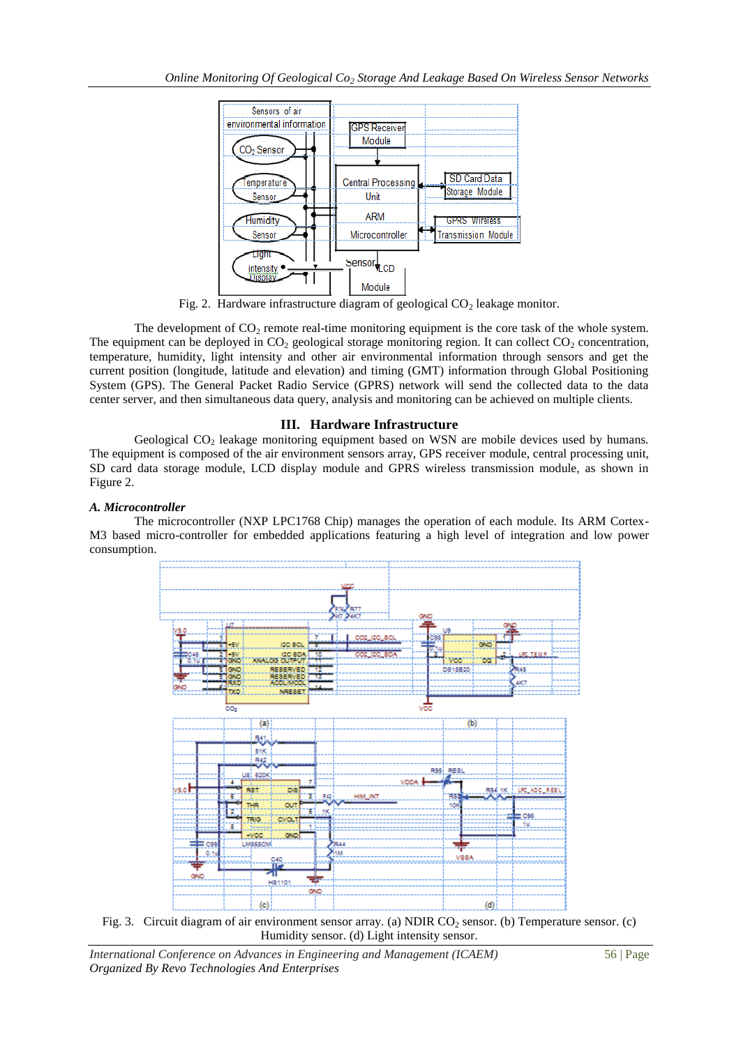Fig. 2. Hardware infrastructure diagram of geological $CO_2$ leakage monitor.

The development of $CO_2$ remote real-time monitoring equipment is the core task of the whole system. The equipment can be deployed in $CO_2$ geological storage monitoring region. It can collect $CO_2$ concentration, temperature, humidity, light intensity and other air environmental information through sensors and get the current position (longitude, latitude and elevation) and timing (GMT) information through Global Positioning System (GPS). The General Packet Radio Service (GPRS) network will send the collected data to the data center server, and then simultaneous data query, analysis and monitoring can be achieved on multiple clients.

## III. Hardware Infrastructure

Geological $CO_2$ leakage monitoring equipment based on WSN are mobile devices used by humans. The equipment is composed of the air environment sensors array, GPS receiver module, central processing unit, SD card data storage module, LCD display module and GPRS wireless transmission module, as shown in Figure 2.

### *A. Microcontroller*

The microcontroller (NXP LPC1768 Chip) manages the operation of each module. Its ARM Cortex-M3 based micro-controller for embedded applications featuring a high level of integration and low power consumption.

Fig. 3. Circuit diagram of air environment sensor array. (a) NDIR $CO_2$ sensor. (b) Temperature sensor. (c) Humidity sensor. (d) Light intensity sensor.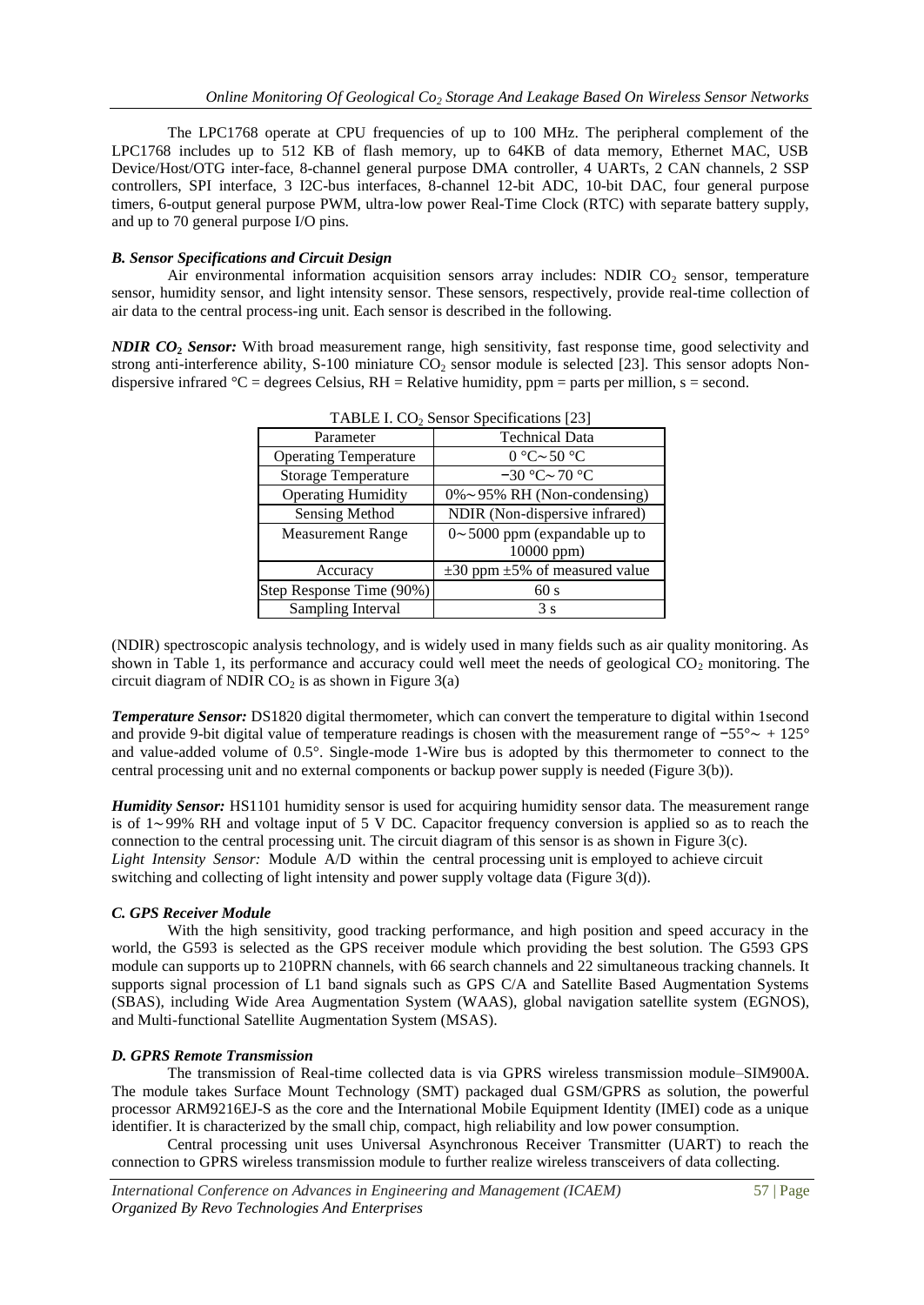The LPC1768 operate at CPU frequencies of up to 100 MHz. The peripheral complement of the LPC1768 includes up to 512 KB of flash memory, up to 64KB of data memory, Ethernet MAC, USB Device/Host/OTG inter-face, 8-channel general purpose DMA controller, 4 UARTs, 2 CAN channels, 2 SSP controllers, SPI interface, 3 I2C-bus interfaces, 8-channel 12-bit ADC, 10-bit DAC, four general purpose timers, 6-output general purpose PWM, ultra-low power Real-Time Clock (RTC) with separate battery supply, and up to 70 general purpose I/O pins.

### *B. Sensor Specifications and Circuit Design*

Air environmental information acquisition sensors array includes: NDIR $CO_2$ sensor, temperature sensor, humidity sensor, and light intensity sensor. These sensors, respectively, provide real-time collection of air data to the central process-ing unit. Each sensor is described in the following.

***NDIR $CO_2$ Sensor:*** With broad measurement range, high sensitivity, fast response time, good selectivity and strong anti-interference ability, S-100 miniature $CO_2$ sensor module is selected [23]. This sensor adopts Non-dispersive infrared °C = degrees Celsius, RH = Relative humidity, ppm = parts per million, s = second.

TABLE I. $CO_2$ Sensor Specifications [23]

| Parameter | Technical Data |
|---|---|
| Operating Temperature | 0 °C～50 °C |
| Storage Temperature | −30 °C～70 °C |
| Operating Humidity | 0%～95% RH (Non-condensing) |
| Sensing Method | NDIR (Non-dispersive infrared) |
| Measurement Range | 0～5000 ppm (expandable up to 10000 ppm) |
| Accuracy | ±30 ppm ±5% of measured value |
| Step Response Time (90%) | 60 s |
| Sampling Interval | 3 s |

(NDIR) spectroscopic analysis technology, and is widely used in many fields such as air quality monitoring. As shown in Table 1, its performance and accuracy could well meet the needs of geological $CO_2$ monitoring. The circuit diagram of NDIR $CO_2$ is as shown in Figure 3(a)

***Temperature Sensor:*** DS1820 digital thermometer, which can convert the temperature to digital within 1second and provide 9-bit digital value of temperature readings is chosen with the measurement range of −55°～ + 125° and value-added volume of 0.5°. Single-mode 1-Wire bus is adopted by this thermometer to connect to the central processing unit and no external components or backup power supply is needed (Figure 3(b)).

***Humidity Sensor:*** HS1101 humidity sensor is used for acquiring humidity sensor data. The measurement range is of 1～99% RH and voltage input of 5 V DC. Capacitor frequency conversion is applied so as to reach the connection to the central processing unit. The circuit diagram of this sensor is as shown in Figure 3(c).
*Light Intensity Sensor:* Module A/D within the central processing unit is employed to achieve circuit switching and collecting of light intensity and power supply voltage data (Figure 3(d)).

### *C. GPS Receiver Module*

With the high sensitivity, good tracking performance, and high position and speed accuracy in the world, the G593 is selected as the GPS receiver module which providing the best solution. The G593 GPS module can supports up to 210PRN channels, with 66 search channels and 22 simultaneous tracking channels. It supports signal procession of L1 band signals such as GPS C/A and Satellite Based Augmentation Systems (SBAS), including Wide Area Augmentation System (WAAS), global navigation satellite system (EGNOS), and Multi-functional Satellite Augmentation System (MSAS).

### *D. GPRS Remote Transmission*

The transmission of Real-time collected data is via GPRS wireless transmission module–SIM900A. The module takes Surface Mount Technology (SMT) packaged dual GSM/GPRS as solution, the powerful processor ARM9216EJ-S as the core and the International Mobile Equipment Identity (IMEI) code as a unique identifier. It is characterized by the small chip, compact, high reliability and low power consumption.

Central processing unit uses Universal Asynchronous Receiver Transmitter (UART) to reach the connection to GPRS wireless transmission module to further realize wireless transceivers of data collecting.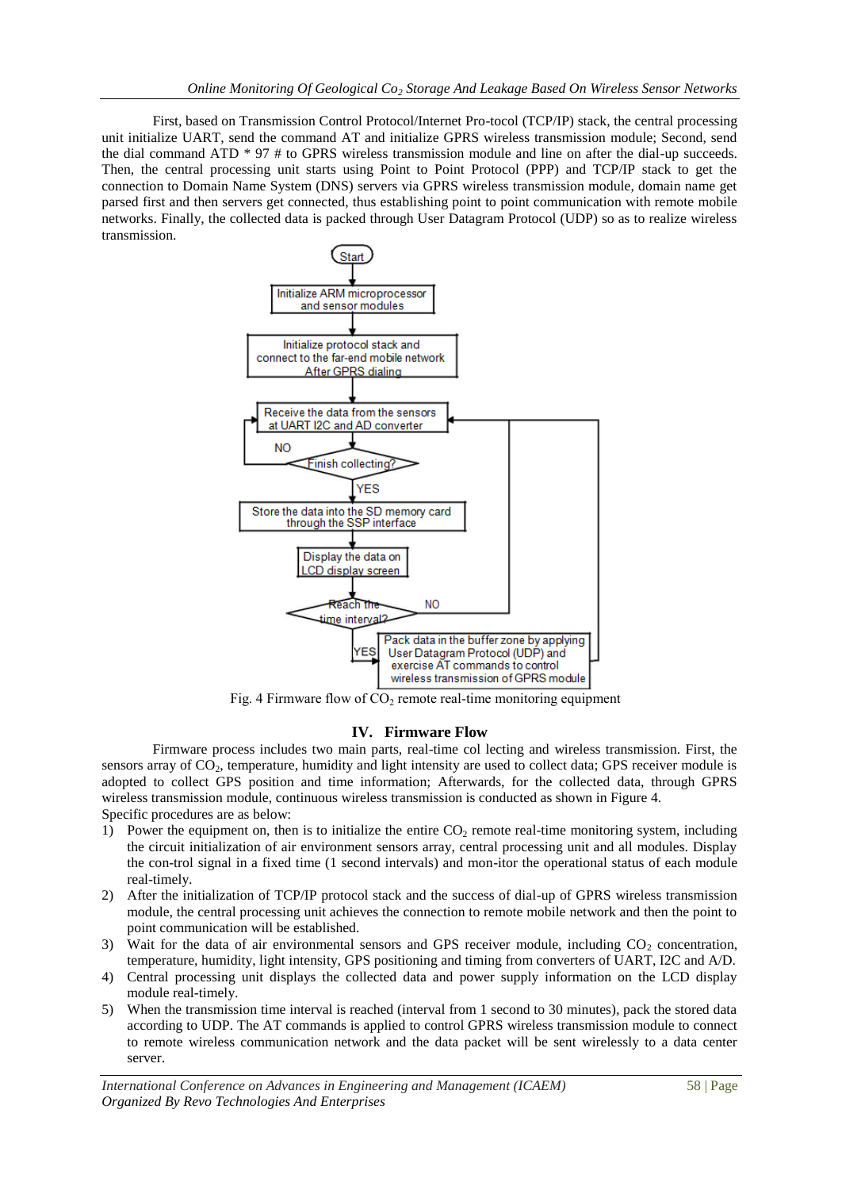First, based on Transmission Control Protocol/Internet Pro-tocol (TCP/IP) stack, the central processing unit initialize UART, send the command AT and initialize GPRS wireless transmission module; Second, send the dial command ATD * 97 # to GPRS wireless transmission module and line on after the dial-up succeeds. Then, the central processing unit starts using Point to Point Protocol (PPP) and TCP/IP stack to get the connection to Domain Name System (DNS) servers via GPRS wireless transmission module, domain name get parsed first and then servers get connected, thus establishing point to point communication with remote mobile networks. Finally, the collected data is packed through User Datagram Protocol (UDP) so as to realize wireless transmission.

Fig. 4 Firmware flow of $CO_2$ remote real-time monitoring equipment

## IV. Firmware Flow

Firmware process includes two main parts, real-time col lecting and wireless transmission. First, the sensors array of $CO_2$, temperature, humidity and light intensity are used to collect data; GPS receiver module is adopted to collect GPS position and time information; Afterwards, for the collected data, through GPRS wireless transmission module, continuous wireless transmission is conducted as shown in Figure 4.

Specific procedures are as below:

1) Power the equipment on, then is to initialize the entire $CO_2$ remote real-time monitoring system, including the circuit initialization of air environment sensors array, central processing unit and all modules. Display the con-trol signal in a fixed time (1 second intervals) and mon-itor the operational status of each module real-timely.
2) After the initialization of TCP/IP protocol stack and the success of dial-up of GPRS wireless transmission module, the central processing unit achieves the connection to remote mobile network and then the point to point communication will be established.
3) Wait for the data of air environmental sensors and GPS receiver module, including $CO_2$ concentration, temperature, humidity, light intensity, GPS positioning and timing from converters of UART, I2C and A/D.
4) Central processing unit displays the collected data and power supply information on the LCD display module real-timely.
5) When the transmission time interval is reached (interval from 1 second to 30 minutes), pack the stored data according to UDP. The AT commands is applied to control GPRS wireless transmission module to connect to remote wireless communication network and the data packet will be sent wirelessly to a data center server.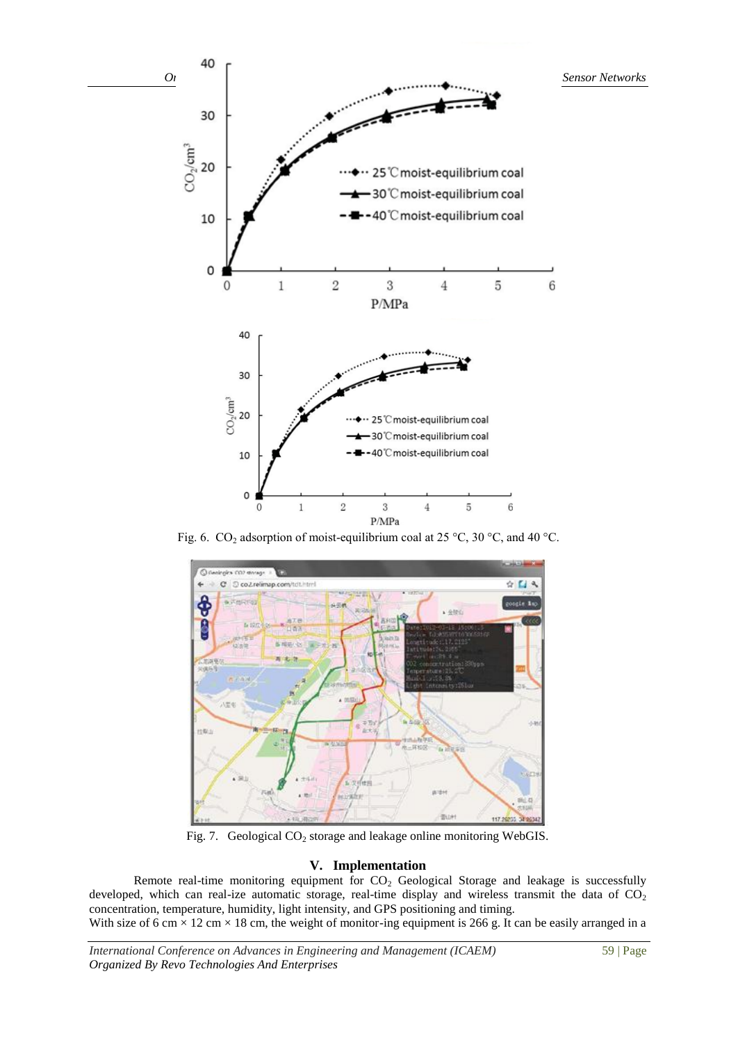Fig. 6. $CO_2$ adsorption of moist-equilibrium coal at 25 °C, 30 °C, and 40 °C.

Fig. 7. Geological $CO_2$ storage and leakage online monitoring WebGIS.

## V. Implementation

Remote real-time monitoring equipment for $CO_2$ Geological Storage and leakage is successfully developed, which can real-ize automatic storage, real-time display and wireless transmit the data of $CO_2$ concentration, temperature, humidity, light intensity, and GPS positioning and timing.

With size of 6 cm × 12 cm × 18 cm, the weight of monitor-ing equipment is 266 g. It can be easily arranged in a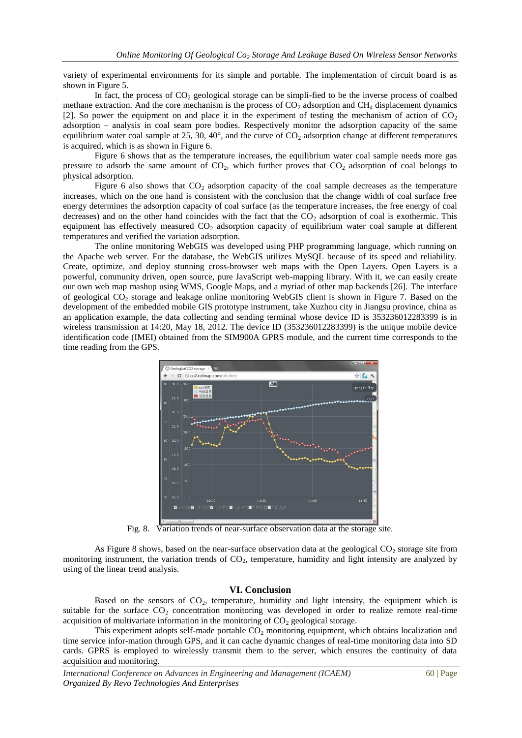variety of experimental environments for its simple and portable. The implementation of circuit board is as shown in Figure 5.

In fact, the process of $CO_2$ geological storage can be simpli-fied to be the inverse process of coalbed methane extraction. And the core mechanism is the process of $CO_2$ adsorption and $CH_4$ displacement dynamics [2]. So power the equipment on and place it in the experiment of testing the mechanism of action of $CO_2$ adsorption – analysis in coal seam pore bodies. Respectively monitor the adsorption capacity of the same equilibrium water coal sample at 25, 30, 40°, and the curve of $CO_2$ adsorption change at different temperatures is acquired, which is as shown in Figure 6.

Figure 6 shows that as the temperature increases, the equilibrium water coal sample needs more gas pressure to adsorb the same amount of $CO_2$, which further proves that $CO_2$ adsorption of coal belongs to physical adsorption.

Figure 6 also shows that $CO_2$ adsorption capacity of the coal sample decreases as the temperature increases, which on the one hand is consistent with the conclusion that the change width of coal surface free energy determines the adsorption capacity of coal surface (as the temperature increases, the free energy of coal decreases) and on the other hand coincides with the fact that the $CO_2$ adsorption of coal is exothermic. This equipment has effectively measured $CO_2$ adsorption capacity of equilibrium water coal sample at different temperatures and verified the variation adsorption.

The online monitoring WebGIS was developed using PHP programming language, which running on the Apache web server. For the database, the WebGIS utilizes MySQL because of its speed and reliability. Create, optimize, and deploy stunning cross-browser web maps with the Open Layers. Open Layers is a powerful, community driven, open source, pure JavaScript web-mapping library. With it, we can easily create our own web map mashup using WMS, Google Maps, and a myriad of other map backends [26]. The interface of geological $CO_2$ storage and leakage online monitoring WebGIS client is shown in Figure 7. Based on the development of the embedded mobile GIS prototype instrument, take Xuzhou city in Jiangsu province, china as an application example, the data collecting and sending terminal whose device ID is 353236012283399 is in wireless transmission at 14:20, May 18, 2012. The device ID (353236012283399) is the unique mobile device identification code (IMEI) obtained from the SIM900A GPRS module, and the current time corresponds to the time reading from the GPS.

Fig. 8. Variation trends of near-surface observation data at the storage site.

As Figure 8 shows, based on the near-surface observation data at the geological $CO_2$ storage site from monitoring instrument, the variation trends of $CO_2$, temperature, humidity and light intensity are analyzed by using of the linear trend analysis.

## VI. Conclusion

Based on the sensors of $CO_2$, temperature, humidity and light intensity, the equipment which is suitable for the surface $CO_2$ concentration monitoring was developed in order to realize remote real-time acquisition of multivariate information in the monitoring of $CO_2$ geological storage.

This experiment adopts self-made portable $CO_2$ monitoring equipment, which obtains localization and time service infor-mation through GPS, and it can cache dynamic changes of real-time monitoring data into SD cards. GPRS is employed to wirelessly transmit them to the server, which ensures the continuity of data acquisition and monitoring.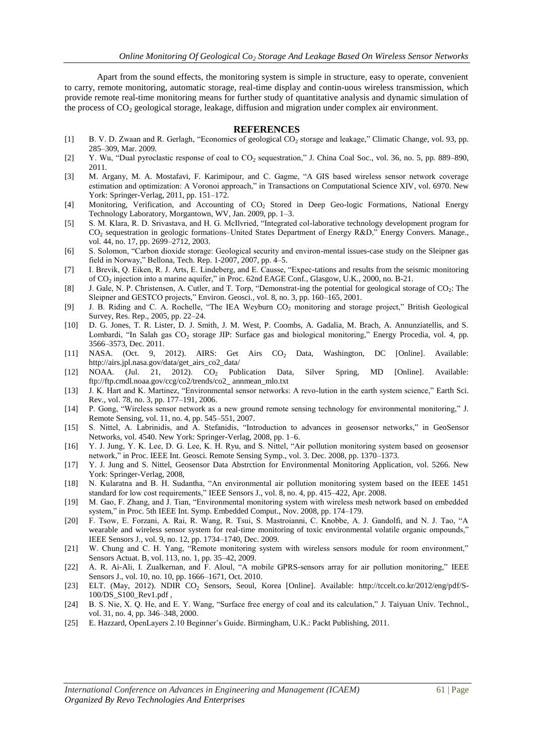Apart from the sound effects, the monitoring system is simple in structure, easy to operate, convenient to carry, remote monitoring, automatic storage, real-time display and contin-uous wireless transmission, which provide remote real-time monitoring means for further study of quantitative analysis and dynamic simulation of the process of $CO_2$ geological storage, leakage, diffusion and migration under complex air environment.

## REFERENCES

[1] B. V. D. Zwaan and R. Gerlagh, "Economics of geological $CO_2$ storage and leakage," Climatic Change, vol. 93, pp. 285–309, Mar. 2009.

[2] Y. Wu, "Dual pyroclastic response of coal to $CO_2$ sequestration," J. China Coal Soc., vol. 36, no. 5, pp. 889–890, 2011.

[3] M. Argany, M. A. Mostafavi, F. Karimipour, and C. Gagme, "A GIS based wireless sensor network coverage estimation and optimization: A Voronoi approach," in Transactions on Computational Science XIV, vol. 6970. New York: Springer-Verlag, 2011, pp. 151–172.

[4] Monitoring, Verification, and Accounting of $CO_2$ Stored in Deep Geo-logic Formations, National Energy Technology Laboratory, Morgantown, WV, Jan. 2009, pp. 1–3.

[5] S. M. Klara, R. D. Srivastava, and H. G. McIlvried, "Integrated col-laborative technology development program for $CO_2$ sequestration in geologic formations–United States Department of Energy R&D," Energy Convers. Manage., vol. 44, no. 17, pp. 2699–2712, 2003.

[6] S. Solomon, "Carbon dioxide storage: Geological security and environ-mental issues-case study on the Sleipner gas field in Norway," Bellona, Tech. Rep. 1-2007, 2007, pp. 4–5.

[7] I. Brevik, Q. Eiken, R. J. Arts, E. Lindeberg, and E. Causse, "Expec-tations and results from the seismic monitoring of $CO_2$ injection into a marine aquifer," in Proc. 62nd EAGE Conf., Glasgow, U.K., 2000, no. B-21.

[8] J. Gale, N. P. Christensen, A. Cutler, and T. Torp, "Demonstrat-ing the potential for geological storage of $CO_2$: The Sleipner and GESTCO projects," Environ. Geosci., vol. 8, no. 3, pp. 160–165, 2001.

[9] J. B. Riding and C. A. Rochelle, "The IEA Weyburn $CO_2$ monitoring and storage project," British Geological Survey, Res. Rep., 2005, pp. 22–24.

[10] D. G. Jones, T. R. Lister, D. J. Smith, J. M. West, P. Coombs, A. Gadalia, M. Brach, A. Annunziatellis, and S. Lombardi, "In Salah gas $CO_2$ storage JIP: Surface gas and biological monitoring," Energy Procedia, vol. 4, pp. 3566–3573, Dec. 2011.

[11] NASA. (Oct. 9, 2012). AIRS: Get Airs $CO_2$ Data, Washington, DC [Online]. Available: http://airs.jpl.nasa.gov/data/get_airs_co2_data/

[12] NOAA. (Jul. 21, 2012). $CO_2$ Publication Data, Silver Spring, MD [Online]. Available: ftp://ftp.cmdl.noaa.gov/ccg/co2/trends/co2_ annmean_mlo.txt

[13] J. K. Hart and K. Martinez, "Environmental sensor networks: A revo-lution in the earth system science," Earth Sci. Rev., vol. 78, no. 3, pp. 177–191, 2006.

[14] P. Gong, "Wireless sensor network as a new ground remote sensing technology for environmental monitoring," J. Remote Sensing, vol. 11, no. 4, pp. 545–551, 2007.

[15] S. Nittel, A. Labrinidis, and A. Stefanidis, "Introduction to advances in geosensor networks," in GeoSensor Networks, vol. 4540. New York: Springer-Verlag, 2008, pp. 1–6.

[16] Y. J. Jung, Y. K. Lee, D. G. Lee, K. H. Ryu, and S. Nittel, "Air pollution monitoring system based on geosensor network," in Proc. IEEE Int. Geosci. Remote Sensing Symp., vol. 3. Dec. 2008, pp. 1370–1373.

[17] Y. J. Jung and S. Nittel, Geosensor Data Abstrction for Environmental Monitoring Application, vol. 5266. New York: Springer-Verlag, 2008,

[18] N. Kularatna and B. H. Sudantha, "An environmental air pollution monitoring system based on the IEEE 1451 standard for low cost requirements," IEEE Sensors J., vol. 8, no. 4, pp. 415–422, Apr. 2008.

[19] M. Gao, F. Zhang, and J. Tian, "Environmental monitoring system with wireless mesh network based on embedded system," in Proc. 5th IEEE Int. Symp. Embedded Comput., Nov. 2008, pp. 174–179.

[20] F. Tsow, E. Forzani, A. Rai, R. Wang, R. Tsui, S. Mastroianni, C. Knobbe, A. J. Gandolfi, and N. J. Tao, "A wearable and wireless sensor system for real-time monitoring of toxic environmental volatile organic ompounds," IEEE Sensors J., vol. 9, no. 12, pp. 1734–1740, Dec. 2009.

[21] W. Chung and C. H. Yang, "Remote monitoring system with wireless sensors module for room environment," Sensors Actuat. B, vol. 113, no. 1, pp. 35–42, 2009.

[22] A. R. Ai-Ali, I. Zualkernan, and F. Aloul, "A mobile GPRS-sensors array for air pollution monitoring," IEEE Sensors J., vol. 10, no. 10, pp. 1666–1671, Oct. 2010.

[23] ELT. (May, 2012). NDIR $CO_2$ Sensors, Seoul, Korea [Online]. Available: http://tccelt.co.kr/2012/eng/pdf/S-100/DS_S100_Rev1.pdf ,

[24] B. S. Nie, X. Q. He, and E. Y. Wang, "Surface free energy of coal and its calculation," J. Taiyuan Univ. Technol., vol. 31, no. 4, pp. 346–348, 2000.

[25] E. Hazzard, OpenLayers 2.10 Beginner's Guide. Birmingham, U.K.: Packt Publishing, 2011.